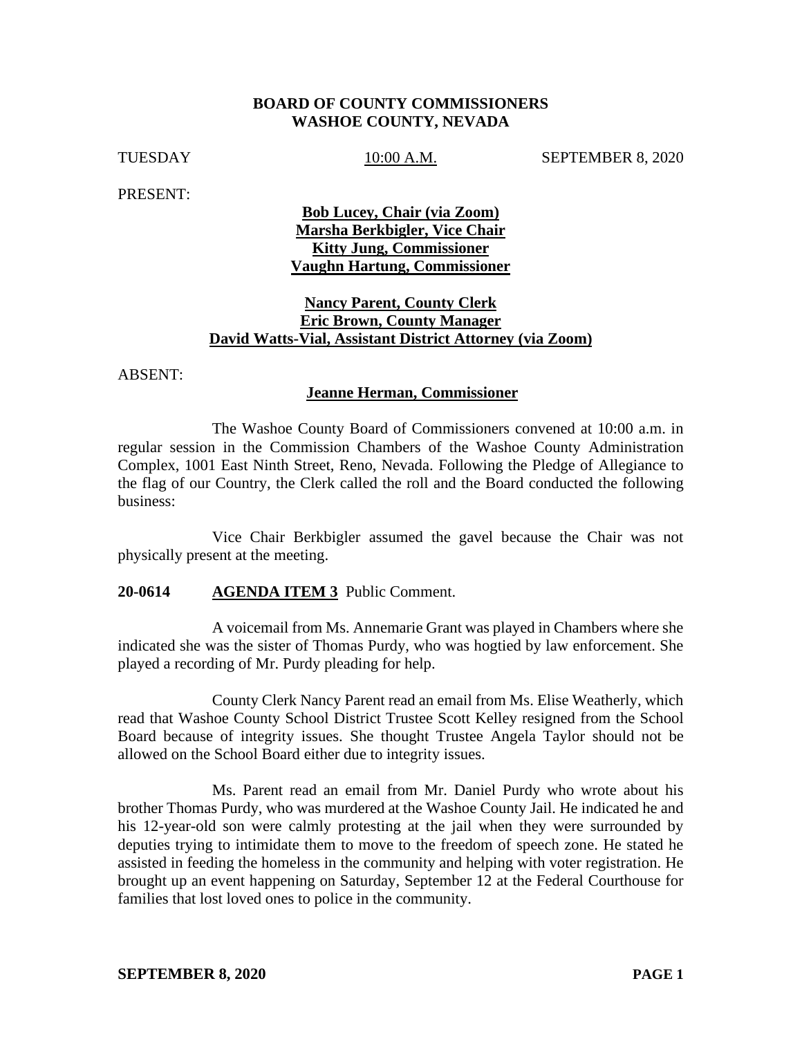**BOARD OF COUNTY COMMISSIONERS**
**WASHOE COUNTY, NEVADA**

TUESDAY 10:00 A.M. SEPTEMBER 8, 2020

PRESENT:

**Bob Lucey, Chair (via Zoom)**
**Marsha Berkbigler, Vice Chair**
**Kitty Jung, Commissioner**
**Vaughn Hartung, Commissioner**

**Nancy Parent, County Clerk**
**Eric Brown, County Manager**
**David Watts-Vial, Assistant District Attorney (via Zoom)**

ABSENT:

**Jeanne Herman, Commissioner**

The Washoe County Board of Commissioners convened at 10:00 a.m. in regular session in the Commission Chambers of the Washoe County Administration Complex, 1001 East Ninth Street, Reno, Nevada. Following the Pledge of Allegiance to the flag of our Country, the Clerk called the roll and the Board conducted the following business:

Vice Chair Berkbigler assumed the gavel because the Chair was not physically present at the meeting.

**20-0614 AGENDA ITEM 3** Public Comment.

A voicemail from Ms. Annemarie Grant was played in Chambers where she indicated she was the sister of Thomas Purdy, who was hogtied by law enforcement. She played a recording of Mr. Purdy pleading for help.

County Clerk Nancy Parent read an email from Ms. Elise Weatherly, which read that Washoe County School District Trustee Scott Kelley resigned from the School Board because of integrity issues. She thought Trustee Angela Taylor should not be allowed on the School Board either due to integrity issues.

Ms. Parent read an email from Mr. Daniel Purdy who wrote about his brother Thomas Purdy, who was murdered at the Washoe County Jail. He indicated he and his 12-year-old son were calmly protesting at the jail when they were surrounded by deputies trying to intimidate them to move to the freedom of speech zone. He stated he assisted in feeding the homeless in the community and helping with voter registration. He brought up an event happening on Saturday, September 12 at the Federal Courthouse for families that lost loved ones to police in the community.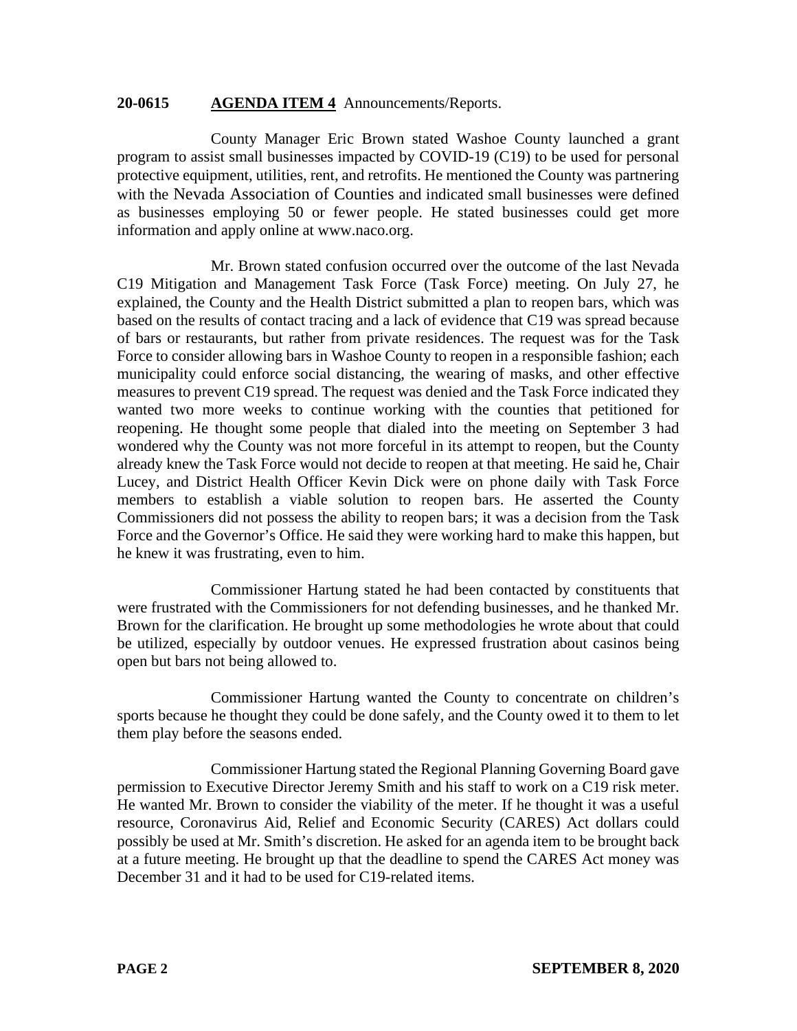**20-0615 AGENDA ITEM 4** Announcements/Reports.

County Manager Eric Brown stated Washoe County launched a grant program to assist small businesses impacted by COVID-19 (C19) to be used for personal protective equipment, utilities, rent, and retrofits. He mentioned the County was partnering with the Nevada Association of Counties and indicated small businesses were defined as businesses employing 50 or fewer people. He stated businesses could get more information and apply online at www.naco.org.

Mr. Brown stated confusion occurred over the outcome of the last Nevada C19 Mitigation and Management Task Force (Task Force) meeting. On July 27, he explained, the County and the Health District submitted a plan to reopen bars, which was based on the results of contact tracing and a lack of evidence that C19 was spread because of bars or restaurants, but rather from private residences. The request was for the Task Force to consider allowing bars in Washoe County to reopen in a responsible fashion; each municipality could enforce social distancing, the wearing of masks, and other effective measures to prevent C19 spread. The request was denied and the Task Force indicated they wanted two more weeks to continue working with the counties that petitioned for reopening. He thought some people that dialed into the meeting on September 3 had wondered why the County was not more forceful in its attempt to reopen, but the County already knew the Task Force would not decide to reopen at that meeting. He said he, Chair Lucey, and District Health Officer Kevin Dick were on phone daily with Task Force members to establish a viable solution to reopen bars. He asserted the County Commissioners did not possess the ability to reopen bars; it was a decision from the Task Force and the Governor's Office. He said they were working hard to make this happen, but he knew it was frustrating, even to him.

Commissioner Hartung stated he had been contacted by constituents that were frustrated with the Commissioners for not defending businesses, and he thanked Mr. Brown for the clarification. He brought up some methodologies he wrote about that could be utilized, especially by outdoor venues. He expressed frustration about casinos being open but bars not being allowed to.

Commissioner Hartung wanted the County to concentrate on children's sports because he thought they could be done safely, and the County owed it to them to let them play before the seasons ended.

Commissioner Hartung stated the Regional Planning Governing Board gave permission to Executive Director Jeremy Smith and his staff to work on a C19 risk meter. He wanted Mr. Brown to consider the viability of the meter. If he thought it was a useful resource, Coronavirus Aid, Relief and Economic Security (CARES) Act dollars could possibly be used at Mr. Smith's discretion. He asked for an agenda item to be brought back at a future meeting. He brought up that the deadline to spend the CARES Act money was December 31 and it had to be used for C19-related items.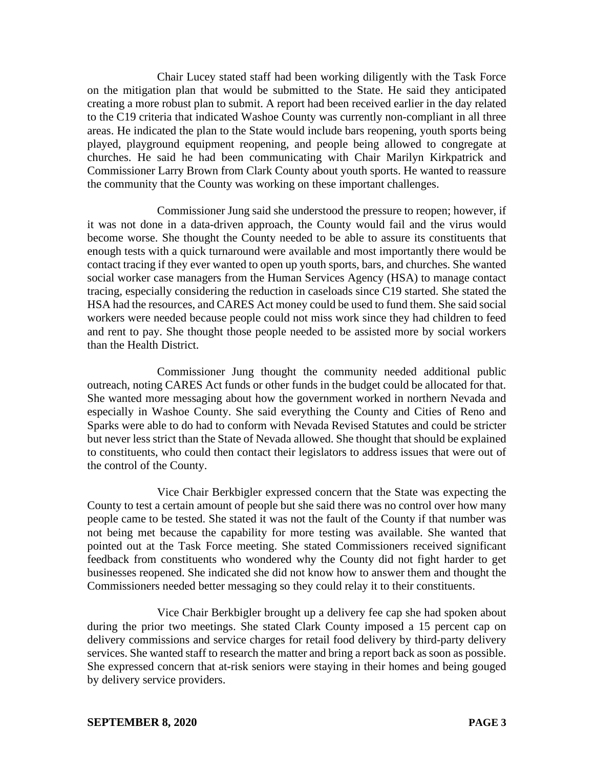Chair Lucey stated staff had been working diligently with the Task Force on the mitigation plan that would be submitted to the State. He said they anticipated creating a more robust plan to submit. A report had been received earlier in the day related to the C19 criteria that indicated Washoe County was currently non-compliant in all three areas. He indicated the plan to the State would include bars reopening, youth sports being played, playground equipment reopening, and people being allowed to congregate at churches. He said he had been communicating with Chair Marilyn Kirkpatrick and Commissioner Larry Brown from Clark County about youth sports. He wanted to reassure the community that the County was working on these important challenges.

Commissioner Jung said she understood the pressure to reopen; however, if it was not done in a data-driven approach, the County would fail and the virus would become worse. She thought the County needed to be able to assure its constituents that enough tests with a quick turnaround were available and most importantly there would be contact tracing if they ever wanted to open up youth sports, bars, and churches. She wanted social worker case managers from the Human Services Agency (HSA) to manage contact tracing, especially considering the reduction in caseloads since C19 started. She stated the HSA had the resources, and CARES Act money could be used to fund them. She said social workers were needed because people could not miss work since they had children to feed and rent to pay. She thought those people needed to be assisted more by social workers than the Health District.

Commissioner Jung thought the community needed additional public outreach, noting CARES Act funds or other funds in the budget could be allocated for that. She wanted more messaging about how the government worked in northern Nevada and especially in Washoe County. She said everything the County and Cities of Reno and Sparks were able to do had to conform with Nevada Revised Statutes and could be stricter but never less strict than the State of Nevada allowed. She thought that should be explained to constituents, who could then contact their legislators to address issues that were out of the control of the County.

Vice Chair Berkbigler expressed concern that the State was expecting the County to test a certain amount of people but she said there was no control over how many people came to be tested. She stated it was not the fault of the County if that number was not being met because the capability for more testing was available. She wanted that pointed out at the Task Force meeting. She stated Commissioners received significant feedback from constituents who wondered why the County did not fight harder to get businesses reopened. She indicated she did not know how to answer them and thought the Commissioners needed better messaging so they could relay it to their constituents.

Vice Chair Berkbigler brought up a delivery fee cap she had spoken about during the prior two meetings. She stated Clark County imposed a 15 percent cap on delivery commissions and service charges for retail food delivery by third-party delivery services. She wanted staff to research the matter and bring a report back as soon as possible. She expressed concern that at-risk seniors were staying in their homes and being gouged by delivery service providers.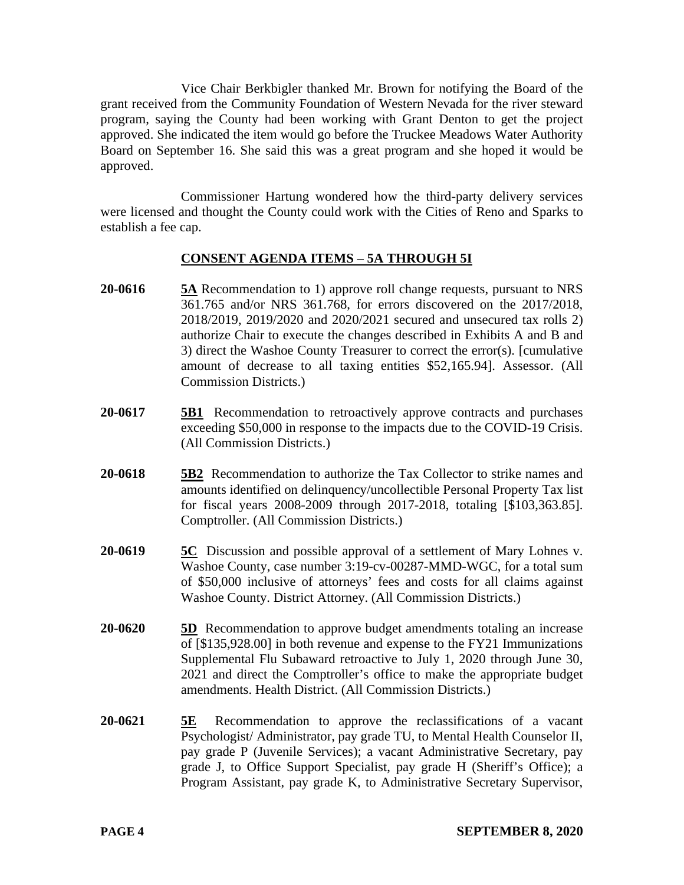Vice Chair Berkbigler thanked Mr. Brown for notifying the Board of the grant received from the Community Foundation of Western Nevada for the river steward program, saying the County had been working with Grant Denton to get the project approved. She indicated the item would go before the Truckee Meadows Water Authority Board on September 16. She said this was a great program and she hoped it would be approved.

Commissioner Hartung wondered how the third-party delivery services were licensed and thought the County could work with the Cities of Reno and Sparks to establish a fee cap.

**CONSENT AGENDA ITEMS – 5A THROUGH 5I**

**20-0616** **5A** Recommendation to 1) approve roll change requests, pursuant to NRS 361.765 and/or NRS 361.768, for errors discovered on the 2017/2018, 2018/2019, 2019/2020 and 2020/2021 secured and unsecured tax rolls 2) authorize Chair to execute the changes described in Exhibits A and B and 3) direct the Washoe County Treasurer to correct the error(s). [cumulative amount of decrease to all taxing entities $52,165.94]. Assessor. (All Commission Districts.)

**20-0617** **5B1** Recommendation to retroactively approve contracts and purchases exceeding $50,000 in response to the impacts due to the COVID-19 Crisis. (All Commission Districts.)

**20-0618** **5B2** Recommendation to authorize the Tax Collector to strike names and amounts identified on delinquency/uncollectible Personal Property Tax list for fiscal years 2008-2009 through 2017-2018, totaling [$103,363.85]. Comptroller. (All Commission Districts.)

**20-0619** **5C** Discussion and possible approval of a settlement of Mary Lohnes v. Washoe County, case number 3:19-cv-00287-MMD-WGC, for a total sum of $50,000 inclusive of attorneys' fees and costs for all claims against Washoe County. District Attorney. (All Commission Districts.)

**20-0620** **5D** Recommendation to approve budget amendments totaling an increase of [$135,928.00] in both revenue and expense to the FY21 Immunizations Supplemental Flu Subaward retroactive to July 1, 2020 through June 30, 2021 and direct the Comptroller's office to make the appropriate budget amendments. Health District. (All Commission Districts.)

**20-0621** **5E** Recommendation to approve the reclassifications of a vacant Psychologist/ Administrator, pay grade TU, to Mental Health Counselor II, pay grade P (Juvenile Services); a vacant Administrative Secretary, pay grade J, to Office Support Specialist, pay grade H (Sheriff's Office); a Program Assistant, pay grade K, to Administrative Secretary Supervisor,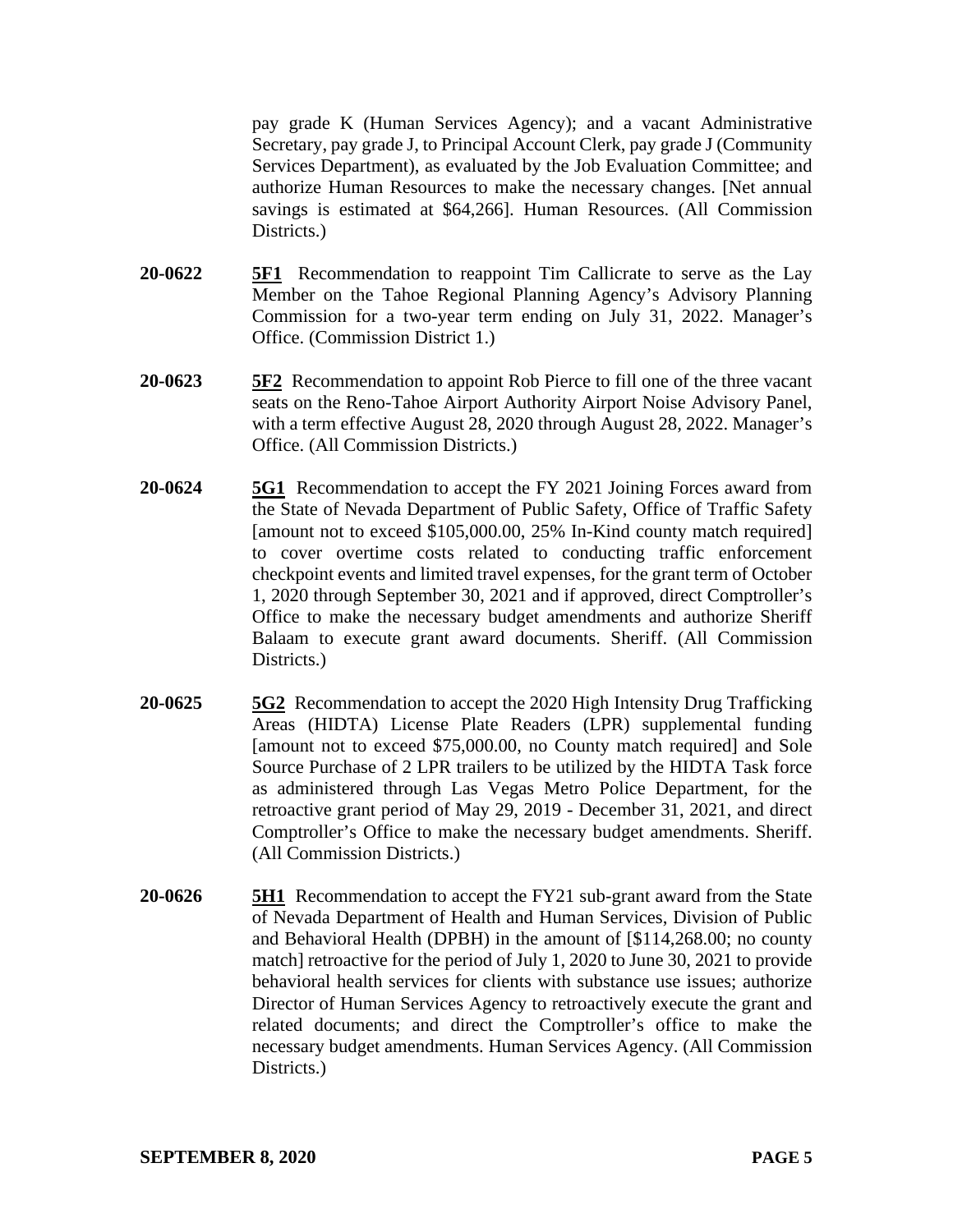pay grade K (Human Services Agency); and a vacant Administrative Secretary, pay grade J, to Principal Account Clerk, pay grade J (Community Services Department), as evaluated by the Job Evaluation Committee; and authorize Human Resources to make the necessary changes. [Net annual savings is estimated at $64,266]. Human Resources. (All Commission Districts.)

**20-0622** **5F1** Recommendation to reappoint Tim Callicrate to serve as the Lay Member on the Tahoe Regional Planning Agency's Advisory Planning Commission for a two-year term ending on July 31, 2022. Manager's Office. (Commission District 1.)

**20-0623** **5F2** Recommendation to appoint Rob Pierce to fill one of the three vacant seats on the Reno-Tahoe Airport Authority Airport Noise Advisory Panel, with a term effective August 28, 2020 through August 28, 2022. Manager's Office. (All Commission Districts.)

**20-0624** **5G1** Recommendation to accept the FY 2021 Joining Forces award from the State of Nevada Department of Public Safety, Office of Traffic Safety [amount not to exceed $105,000.00, 25% In-Kind county match required] to cover overtime costs related to conducting traffic enforcement checkpoint events and limited travel expenses, for the grant term of October 1, 2020 through September 30, 2021 and if approved, direct Comptroller's Office to make the necessary budget amendments and authorize Sheriff Balaam to execute grant award documents. Sheriff. (All Commission Districts.)

**20-0625** **5G2** Recommendation to accept the 2020 High Intensity Drug Trafficking Areas (HIDTA) License Plate Readers (LPR) supplemental funding [amount not to exceed $75,000.00, no County match required] and Sole Source Purchase of 2 LPR trailers to be utilized by the HIDTA Task force as administered through Las Vegas Metro Police Department, for the retroactive grant period of May 29, 2019 - December 31, 2021, and direct Comptroller's Office to make the necessary budget amendments. Sheriff. (All Commission Districts.)

**20-0626** **5H1** Recommendation to accept the FY21 sub-grant award from the State of Nevada Department of Health and Human Services, Division of Public and Behavioral Health (DPBH) in the amount of [$114,268.00; no county match] retroactive for the period of July 1, 2020 to June 30, 2021 to provide behavioral health services for clients with substance use issues; authorize Director of Human Services Agency to retroactively execute the grant and related documents; and direct the Comptroller's office to make the necessary budget amendments. Human Services Agency. (All Commission Districts.)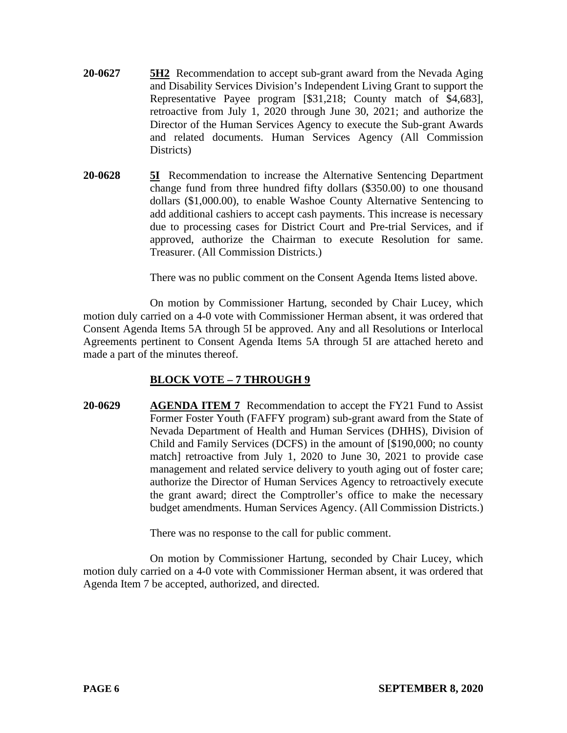**20-0627** **5H2** Recommendation to accept sub-grant award from the Nevada Aging and Disability Services Division's Independent Living Grant to support the Representative Payee program [$31,218; County match of $4,683], retroactive from July 1, 2020 through June 30, 2021; and authorize the Director of the Human Services Agency to execute the Sub-grant Awards and related documents. Human Services Agency (All Commission Districts)

**20-0628** **5I** Recommendation to increase the Alternative Sentencing Department change fund from three hundred fifty dollars ($350.00) to one thousand dollars ($1,000.00), to enable Washoe County Alternative Sentencing to add additional cashiers to accept cash payments. This increase is necessary due to processing cases for District Court and Pre-trial Services, and if approved, authorize the Chairman to execute Resolution for same. Treasurer. (All Commission Districts.)

There was no public comment on the Consent Agenda Items listed above.

On motion by Commissioner Hartung, seconded by Chair Lucey, which motion duly carried on a 4-0 vote with Commissioner Herman absent, it was ordered that Consent Agenda Items 5A through 5I be approved. Any and all Resolutions or Interlocal Agreements pertinent to Consent Agenda Items 5A through 5I are attached hereto and made a part of the minutes thereof.

**BLOCK VOTE – 7 THROUGH 9**

**20-0629** **AGENDA ITEM 7** Recommendation to accept the FY21 Fund to Assist Former Foster Youth (FAFFY program) sub-grant award from the State of Nevada Department of Health and Human Services (DHHS), Division of Child and Family Services (DCFS) in the amount of [$190,000; no county match] retroactive from July 1, 2020 to June 30, 2021 to provide case management and related service delivery to youth aging out of foster care; authorize the Director of Human Services Agency to retroactively execute the grant award; direct the Comptroller's office to make the necessary budget amendments. Human Services Agency. (All Commission Districts.)

There was no response to the call for public comment.

On motion by Commissioner Hartung, seconded by Chair Lucey, which motion duly carried on a 4-0 vote with Commissioner Herman absent, it was ordered that Agenda Item 7 be accepted, authorized, and directed.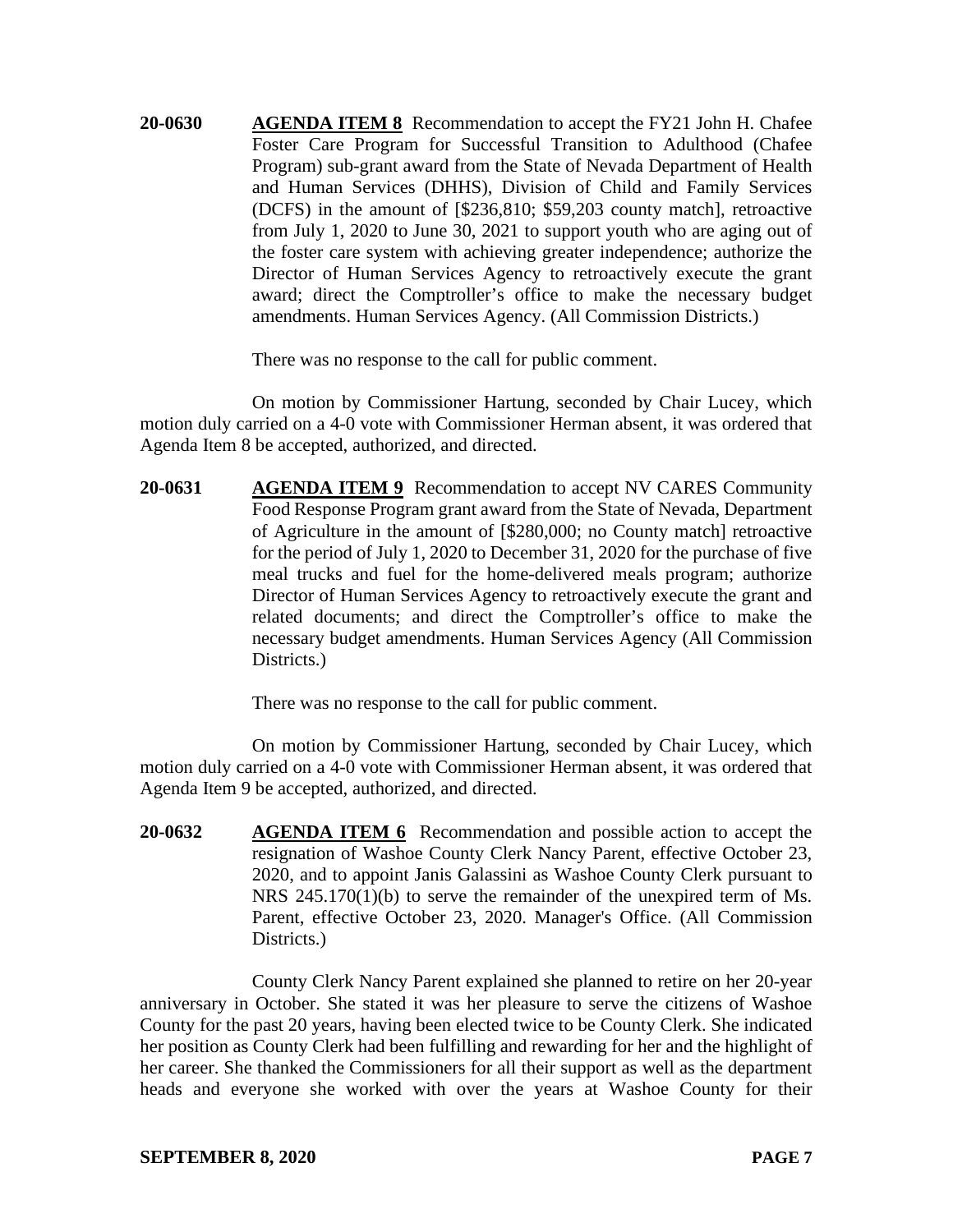**20-0630** **AGENDA ITEM 8** Recommendation to accept the FY21 John H. Chafee Foster Care Program for Successful Transition to Adulthood (Chafee Program) sub-grant award from the State of Nevada Department of Health and Human Services (DHHS), Division of Child and Family Services (DCFS) in the amount of [$236,810; $59,203 county match], retroactive from July 1, 2020 to June 30, 2021 to support youth who are aging out of the foster care system with achieving greater independence; authorize the Director of Human Services Agency to retroactively execute the grant award; direct the Comptroller's office to make the necessary budget amendments. Human Services Agency. (All Commission Districts.)

There was no response to the call for public comment.

On motion by Commissioner Hartung, seconded by Chair Lucey, which motion duly carried on a 4-0 vote with Commissioner Herman absent, it was ordered that Agenda Item 8 be accepted, authorized, and directed.

**20-0631** **AGENDA ITEM 9** Recommendation to accept NV CARES Community Food Response Program grant award from the State of Nevada, Department of Agriculture in the amount of [$280,000; no County match] retroactive for the period of July 1, 2020 to December 31, 2020 for the purchase of five meal trucks and fuel for the home-delivered meals program; authorize Director of Human Services Agency to retroactively execute the grant and related documents; and direct the Comptroller's office to make the necessary budget amendments. Human Services Agency (All Commission Districts.)

There was no response to the call for public comment.

On motion by Commissioner Hartung, seconded by Chair Lucey, which motion duly carried on a 4-0 vote with Commissioner Herman absent, it was ordered that Agenda Item 9 be accepted, authorized, and directed.

**20-0632** **AGENDA ITEM 6** Recommendation and possible action to accept the resignation of Washoe County Clerk Nancy Parent, effective October 23, 2020, and to appoint Janis Galassini as Washoe County Clerk pursuant to NRS 245.170(1)(b) to serve the remainder of the unexpired term of Ms. Parent, effective October 23, 2020. Manager's Office. (All Commission Districts.)

County Clerk Nancy Parent explained she planned to retire on her 20-year anniversary in October. She stated it was her pleasure to serve the citizens of Washoe County for the past 20 years, having been elected twice to be County Clerk. She indicated her position as County Clerk had been fulfilling and rewarding for her and the highlight of her career. She thanked the Commissioners for all their support as well as the department heads and everyone she worked with over the years at Washoe County for their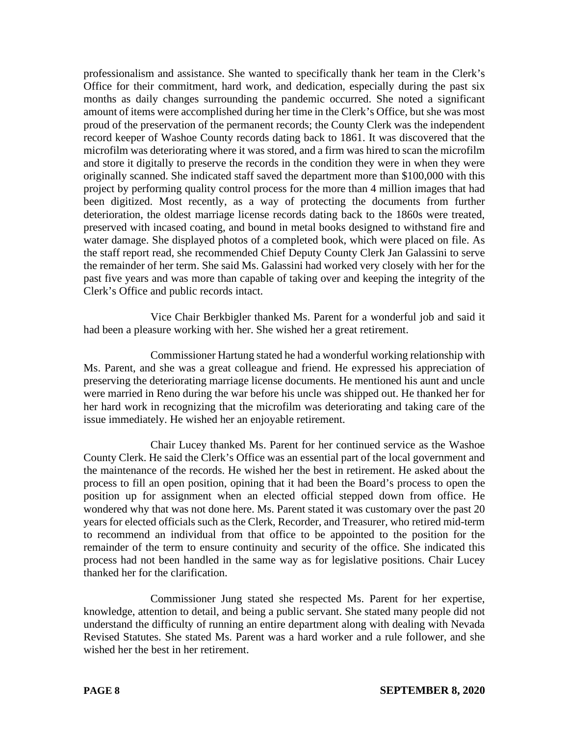professionalism and assistance. She wanted to specifically thank her team in the Clerk's Office for their commitment, hard work, and dedication, especially during the past six months as daily changes surrounding the pandemic occurred. She noted a significant amount of items were accomplished during her time in the Clerk's Office, but she was most proud of the preservation of the permanent records; the County Clerk was the independent record keeper of Washoe County records dating back to 1861. It was discovered that the microfilm was deteriorating where it was stored, and a firm was hired to scan the microfilm and store it digitally to preserve the records in the condition they were in when they were originally scanned. She indicated staff saved the department more than $100,000 with this project by performing quality control process for the more than 4 million images that had been digitized. Most recently, as a way of protecting the documents from further deterioration, the oldest marriage license records dating back to the 1860s were treated, preserved with incased coating, and bound in metal books designed to withstand fire and water damage. She displayed photos of a completed book, which were placed on file. As the staff report read, she recommended Chief Deputy County Clerk Jan Galassini to serve the remainder of her term. She said Ms. Galassini had worked very closely with her for the past five years and was more than capable of taking over and keeping the integrity of the Clerk's Office and public records intact.

Vice Chair Berkbigler thanked Ms. Parent for a wonderful job and said it had been a pleasure working with her. She wished her a great retirement.

Commissioner Hartung stated he had a wonderful working relationship with Ms. Parent, and she was a great colleague and friend. He expressed his appreciation of preserving the deteriorating marriage license documents. He mentioned his aunt and uncle were married in Reno during the war before his uncle was shipped out. He thanked her for her hard work in recognizing that the microfilm was deteriorating and taking care of the issue immediately. He wished her an enjoyable retirement.

Chair Lucey thanked Ms. Parent for her continued service as the Washoe County Clerk. He said the Clerk's Office was an essential part of the local government and the maintenance of the records. He wished her the best in retirement. He asked about the process to fill an open position, opining that it had been the Board's process to open the position up for assignment when an elected official stepped down from office. He wondered why that was not done here. Ms. Parent stated it was customary over the past 20 years for elected officials such as the Clerk, Recorder, and Treasurer, who retired mid-term to recommend an individual from that office to be appointed to the position for the remainder of the term to ensure continuity and security of the office. She indicated this process had not been handled in the same way as for legislative positions. Chair Lucey thanked her for the clarification.

Commissioner Jung stated she respected Ms. Parent for her expertise, knowledge, attention to detail, and being a public servant. She stated many people did not understand the difficulty of running an entire department along with dealing with Nevada Revised Statutes. She stated Ms. Parent was a hard worker and a rule follower, and she wished her the best in her retirement.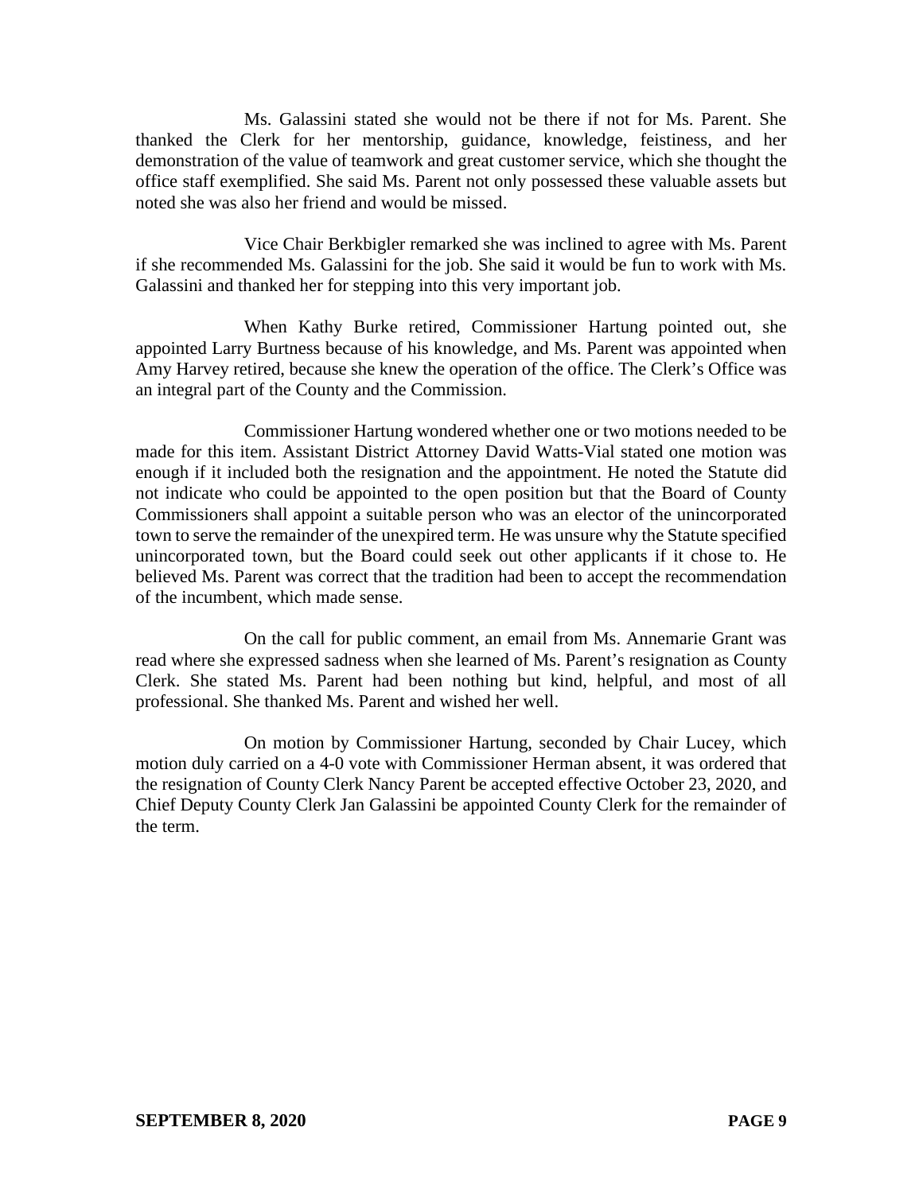Ms. Galassini stated she would not be there if not for Ms. Parent. She thanked the Clerk for her mentorship, guidance, knowledge, feistiness, and her demonstration of the value of teamwork and great customer service, which she thought the office staff exemplified. She said Ms. Parent not only possessed these valuable assets but noted she was also her friend and would be missed.

Vice Chair Berkbigler remarked she was inclined to agree with Ms. Parent if she recommended Ms. Galassini for the job. She said it would be fun to work with Ms. Galassini and thanked her for stepping into this very important job.

When Kathy Burke retired, Commissioner Hartung pointed out, she appointed Larry Burtness because of his knowledge, and Ms. Parent was appointed when Amy Harvey retired, because she knew the operation of the office. The Clerk's Office was an integral part of the County and the Commission.

Commissioner Hartung wondered whether one or two motions needed to be made for this item. Assistant District Attorney David Watts-Vial stated one motion was enough if it included both the resignation and the appointment. He noted the Statute did not indicate who could be appointed to the open position but that the Board of County Commissioners shall appoint a suitable person who was an elector of the unincorporated town to serve the remainder of the unexpired term. He was unsure why the Statute specified unincorporated town, but the Board could seek out other applicants if it chose to. He believed Ms. Parent was correct that the tradition had been to accept the recommendation of the incumbent, which made sense.

On the call for public comment, an email from Ms. Annemarie Grant was read where she expressed sadness when she learned of Ms. Parent's resignation as County Clerk. She stated Ms. Parent had been nothing but kind, helpful, and most of all professional. She thanked Ms. Parent and wished her well.

On motion by Commissioner Hartung, seconded by Chair Lucey, which motion duly carried on a 4-0 vote with Commissioner Herman absent, it was ordered that the resignation of County Clerk Nancy Parent be accepted effective October 23, 2020, and Chief Deputy County Clerk Jan Galassini be appointed County Clerk for the remainder of the term.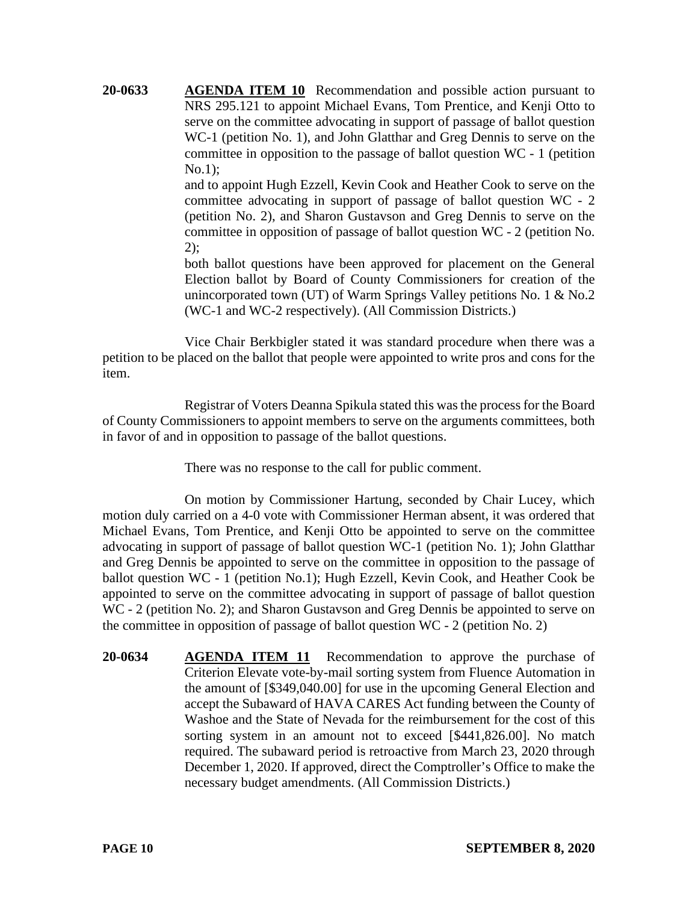**20-0633** **AGENDA ITEM 10** Recommendation and possible action pursuant to NRS 295.121 to appoint Michael Evans, Tom Prentice, and Kenji Otto to serve on the committee advocating in support of passage of ballot question WC-1 (petition No. 1), and John Glatthar and Greg Dennis to serve on the committee in opposition to the passage of ballot question WC - 1 (petition No.1);

and to appoint Hugh Ezzell, Kevin Cook and Heather Cook to serve on the committee advocating in support of passage of ballot question WC - 2 (petition No. 2), and Sharon Gustavson and Greg Dennis to serve on the committee in opposition of passage of ballot question WC - 2 (petition No. 2);

both ballot questions have been approved for placement on the General Election ballot by Board of County Commissioners for creation of the unincorporated town (UT) of Warm Springs Valley petitions No. 1 & No.2 (WC-1 and WC-2 respectively). (All Commission Districts.)

Vice Chair Berkbigler stated it was standard procedure when there was a petition to be placed on the ballot that people were appointed to write pros and cons for the item.

Registrar of Voters Deanna Spikula stated this was the process for the Board of County Commissioners to appoint members to serve on the arguments committees, both in favor of and in opposition to passage of the ballot questions.

There was no response to the call for public comment.

On motion by Commissioner Hartung, seconded by Chair Lucey, which motion duly carried on a 4-0 vote with Commissioner Herman absent, it was ordered that Michael Evans, Tom Prentice, and Kenji Otto be appointed to serve on the committee advocating in support of passage of ballot question WC-1 (petition No. 1); John Glatthar and Greg Dennis be appointed to serve on the committee in opposition to the passage of ballot question WC - 1 (petition No.1); Hugh Ezzell, Kevin Cook, and Heather Cook be appointed to serve on the committee advocating in support of passage of ballot question WC - 2 (petition No. 2); and Sharon Gustavson and Greg Dennis be appointed to serve on the committee in opposition of passage of ballot question WC - 2 (petition No. 2)

**20-0634** **AGENDA ITEM 11** Recommendation to approve the purchase of Criterion Elevate vote-by-mail sorting system from Fluence Automation in the amount of [$349,040.00] for use in the upcoming General Election and accept the Subaward of HAVA CARES Act funding between the County of Washoe and the State of Nevada for the reimbursement for the cost of this sorting system in an amount not to exceed [$441,826.00]. No match required. The subaward period is retroactive from March 23, 2020 through December 1, 2020. If approved, direct the Comptroller's Office to make the necessary budget amendments. (All Commission Districts.)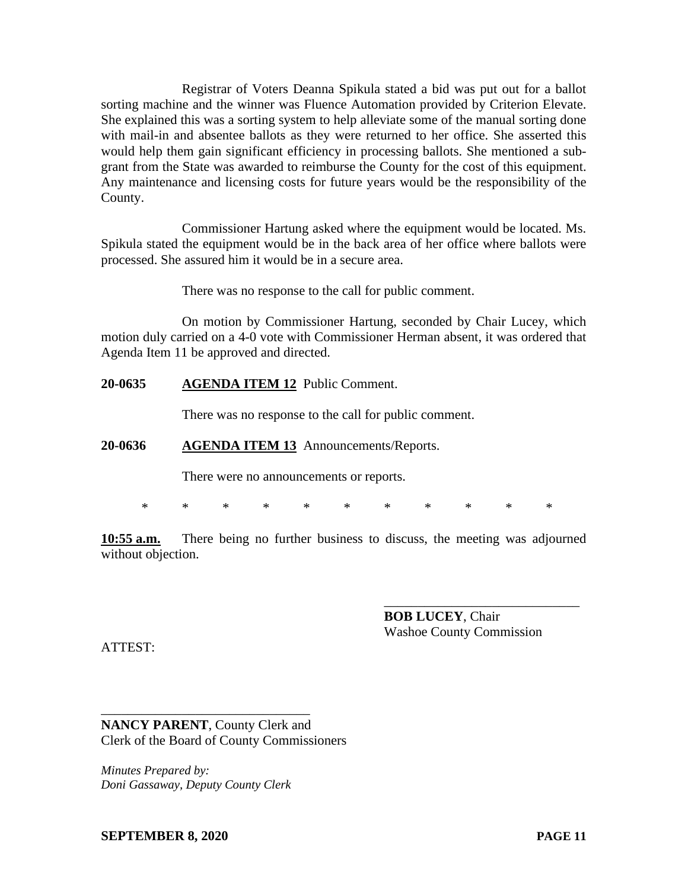Registrar of Voters Deanna Spikula stated a bid was put out for a ballot sorting machine and the winner was Fluence Automation provided by Criterion Elevate. She explained this was a sorting system to help alleviate some of the manual sorting done with mail-in and absentee ballots as they were returned to her office. She asserted this would help them gain significant efficiency in processing ballots. She mentioned a sub-grant from the State was awarded to reimburse the County for the cost of this equipment. Any maintenance and licensing costs for future years would be the responsibility of the County.

Commissioner Hartung asked where the equipment would be located. Ms. Spikula stated the equipment would be in the back area of her office where ballots were processed. She assured him it would be in a secure area.

There was no response to the call for public comment.

On motion by Commissioner Hartung, seconded by Chair Lucey, which motion duly carried on a 4-0 vote with Commissioner Herman absent, it was ordered that Agenda Item 11 be approved and directed.

**20-0635** **AGENDA ITEM 12** Public Comment.

There was no response to the call for public comment.

**20-0636** **AGENDA ITEM 13** Announcements/Reports.

There were no announcements or reports.

\* \* \* \* \* \* \* \* \* \* \*

**10:55 a.m.** There being no further business to discuss, the meeting was adjourned without objection.

_____________________________
**BOB LUCEY**, Chair
Washoe County Commission

ATTEST:

_____________________________
**NANCY PARENT**, County Clerk and
Clerk of the Board of County Commissioners

*Minutes Prepared by:*
*Doni Gassaway, Deputy County Clerk*